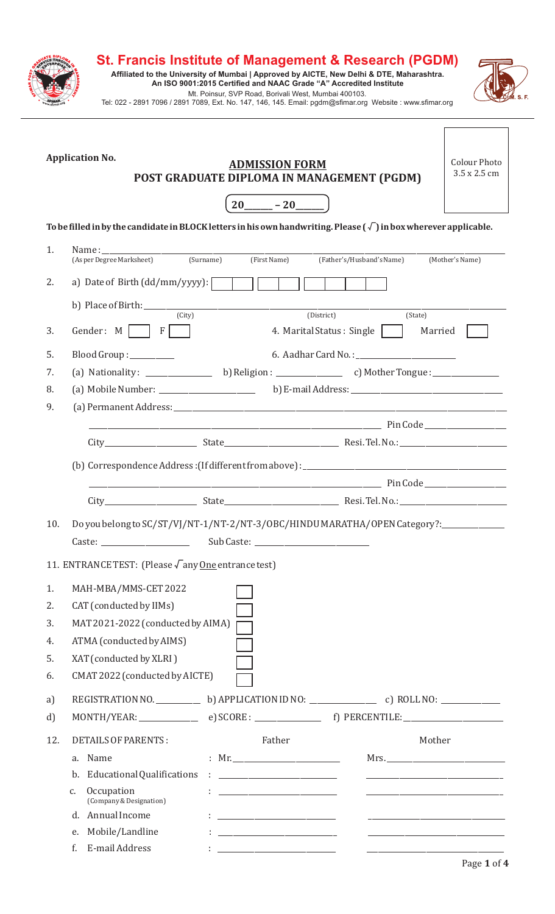# St. Francis Institute of Management & Research (PGDM)

**Affiliated to the University of Mumbai | Approved by AICTE, New Delhi & DTE, Maharashtra.**
**An ISO 9001:2015 Certified and NAAC Grade "A" Accredited Institute**
Mt. Poinsur, SVP Road, Borivali West, Mumbai 400103.
Tel: 022 - 2891 7096 / 2891 7089, Ext. No. 147, 146, 145. Email: pgdm@sfimar.org Website : www.sfimar.org

**Application No.**

## ADMISSION FORM
## POST GRADUATE DIPLOMA IN MANAGEMENT (PGDM)

20_____ – 20_____

Colour Photo 3.5 x 2.5 cm

**To be filled in by the candidate in BLOCK letters in his own handwriting. Please (√) in box wherever applicable.**

1. Name : ____________________________________________
   (As per Degree Marksheet) (Surname) (First Name) (Father's/Husband's Name) (Mother's Name)

2. a) Date of Birth (dd/mm/yyyy): [ ][ ] [ ][ ] [ ][ ][ ][ ]

   b) Place of Birth: ____________________________________________
   (City) (District) (State)

3. Gender : M [ ] F [ ] 4. Marital Status : Single [ ] Married [ ]

5. Blood Group : __________ 6. Aadhar Card No. : ______________________

7. (a) Nationality : ______________ b) Religion : ______________ c) Mother Tongue : ______________

8. (a) Mobile Number: ____________________ b) E-mail Address: ______________________________

9. (a) Permanent Address: ____________________________________________

   ____________________________________________ Pin Code ________________

   City ____________________ State ________________________ Resi. Tel. No.: ______________________

   (b) Correspondence Address :(If different from above) : ______________________________________

   ____________________________________________ Pin Code ________________

   City ____________________ State ________________________ Resi. Tel. No.: ______________________

10. Do you belong to SC/ST/VJ/NT-1/NT-2/NT-3/OBC/HINDU MARATHA/OPEN Category?: ____________

    Caste: ____________________ Sub Caste: __________________________

11. ENTRANCE TEST: (Please √ any One entrance test)

1. MAH-MBA/MMS-CET 2022 [ ]
2. CAT (conducted by IIMs) [ ]
3. MAT 2021-2022 (conducted by AIMA) [ ]
4. ATMA (conducted by AIMS) [ ]
5. XAT (conducted by XLRI ) [ ]
6. CMAT 2022 (conducted by AICTE) [ ]

a) REGISTRATION NO. __________ b) APPLICATION ID NO: ______________ c) ROLL NO: ____________

d) MONTH/YEAR: ____________ e) SCORE : ______________ f) PERCENTILE: ____________________

12. DETAILS OF PARENTS :

| | | Father | Mother |
|---|---|---|---|
| a. | Name | : Mr. ______________________ | Mrs. ______________________ |
| b. | Educational Qualifications | : ______________________ | ______________________ |
| c. | Occupation (Company & Designation) | : ______________________ | ______________________ |
| d. | Annual Income | : ______________________ | ______________________ |
| e. | Mobile/Landline | : ______________________ | ______________________ |
| f. | E-mail Address | : ______________________ | ______________________ |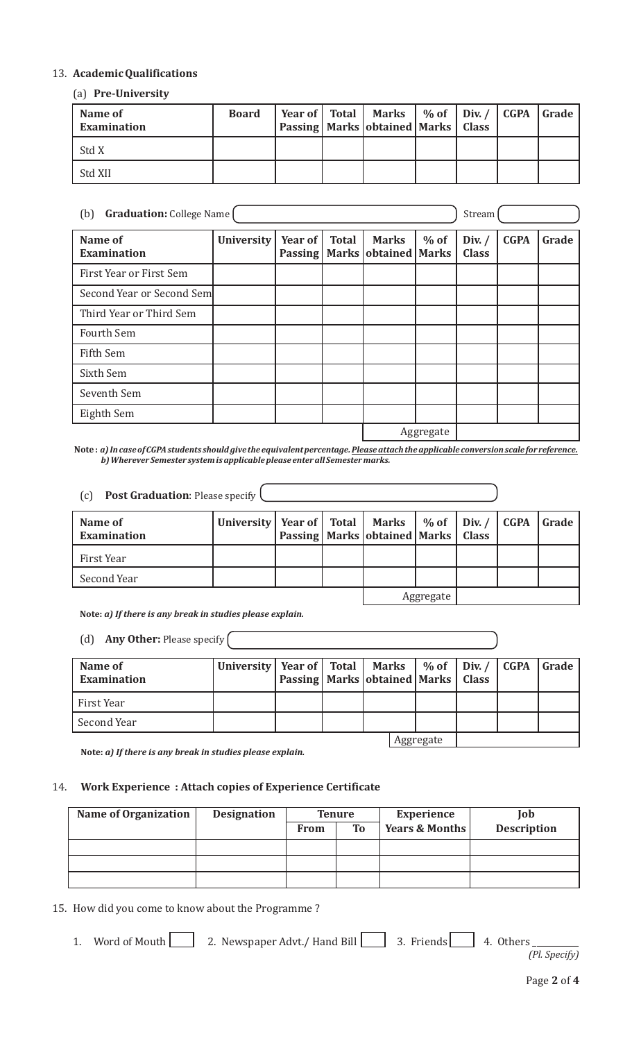13. **Academic Qualifications**

(a) **Pre-University**

| Name of Examination | Board | Year of Passing | Total Marks | Marks obtained | % of Marks | Div. / Class | CGPA | Grade |
|---|---|---|---|---|---|---|---|---|
| Std X | | | | | | | | |
| Std XII | | | | | | | | |

(b) **Graduation:** College Name ____________________ Stream __________

| Name of Examination | University | Year of Passing | Total Marks | Marks obtained | % of Marks | Div. / Class | CGPA | Grade |
|---|---|---|---|---|---|---|---|---|
| First Year or First Sem | | | | | | | | |
| Second Year or Second Sem | | | | | | | | |
| Third Year or Third Sem | | | | | | | | |
| Fourth Sem | | | | | | | | |
| Fifth Sem | | | | | | | | |
| Sixth Sem | | | | | | | | |
| Seventh Sem | | | | | | | | |
| Eighth Sem | | | | | | | | |
| | | | | | Aggregate | | | |

**Note :** ***a) In case of CGPA students should give the equivalent percentage. Please attach the applicable conversion scale for reference.***
***b) Wherever Semester system is applicable please enter all Semester marks.***

(c) **Post Graduation**: Please specify ____________________

| Name of Examination | University | Year of Passing | Total Marks | Marks obtained | % of Marks | Div. / Class | CGPA | Grade |
|---|---|---|---|---|---|---|---|---|
| First Year | | | | | | | | |
| Second Year | | | | | | | | |
| | | | | | Aggregate | | | |

**Note:** ***a) If there is any break in studies please explain.***

(d) **Any Other:** Please specify ____________________

| Name of Examination | University | Year of Passing | Total Marks | Marks obtained | % of Marks | Div. / Class | CGPA | Grade |
|---|---|---|---|---|---|---|---|---|
| First Year | | | | | | | | |
| Second Year | | | | | | | | |
| | | | | | Aggregate | | | |

**Note:** ***a) If there is any break in studies please explain.***

14. **Work Experience : Attach copies of Experience Certificate**

| Name of Organization | Designation | Tenure | | Experience | Job |
|---|---|---|---|---|---|
| | | From | To | Years & Months | Description |
| | | | | | |
| | | | | | |
| | | | | | |

15. How did you come to know about the Programme ?

1. Word of Mouth ☐ 2. Newspaper Advt./ Hand Bill ☐ 3. Friends ☐ 4. Others __________ *(Pl. Specify)*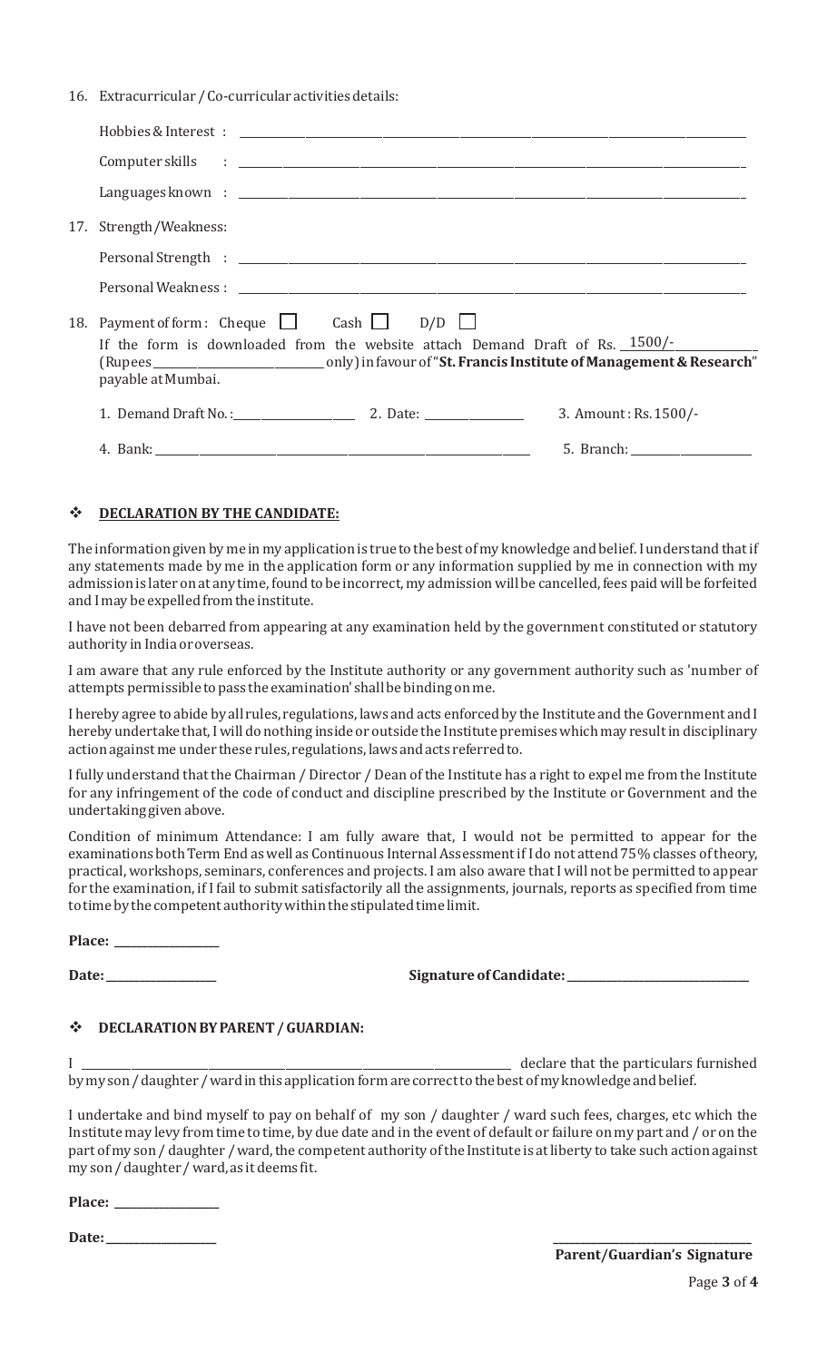16. Extracurricular / Co-curricular activities details:

    Hobbies & Interest : ______________________________________________

    Computer skills : ______________________________________________

    Languages known : ______________________________________________

17. Strength/Weakness:

    Personal Strength : ______________________________________________

    Personal Weakness : ______________________________________________

18. Payment of form : Cheque ☐ Cash ☐ D/D ☐

    If the form is downloaded from the website attach Demand Draft of Rs. 1500/-____________ (Rupees ____________________ only) in favour of "**St. Francis Institute of Management & Research**" payable at Mumbai.

    1. Demand Draft No. :______________ 2. Date: ____________ 3. Amount : Rs. 1500/-

    4. Bank: ________________________________________ 5. Branch: ______________

## ❖ DECLARATION BY THE CANDIDATE:

The information given by me in my application is true to the best of my knowledge and belief. I understand that if any statements made by me in the application form or any information supplied by me in connection with my admission is later on at any time, found to be incorrect, my admission will be cancelled, fees paid will be forfeited and I may be expelled from the institute.

I have not been debarred from appearing at any examination held by the government constituted or statutory authority in India or overseas.

I am aware that any rule enforced by the Institute authority or any government authority such as 'number of attempts permissible to pass the examination' shall be binding on me.

I hereby agree to abide by all rules, regulations, laws and acts enforced by the Institute and the Government and I hereby undertake that, I will do nothing inside or outside the Institute premises which may result in disciplinary action against me under these rules, regulations, laws and acts referred to.

I fully understand that the Chairman / Director / Dean of the Institute has a right to expel me from the Institute for any infringement of the code of conduct and discipline prescribed by the Institute or Government and the undertaking given above.

Condition of minimum Attendance: I am fully aware that, I would not be permitted to appear for the examinations both Term End as well as Continuous Internal Assessment if I do not attend 75% classes of theory, practical, workshops, seminars, conferences and projects. I am also aware that I will not be permitted to appear for the examination, if I fail to submit satisfactorily all the assignments, journals, reports as specified from time to time by the competent authority within the stipulated time limit.

**Place:** ______________

**Date:** ______________ **Signature of Candidate:** ______________________

## ❖ DECLARATION BY PARENT / GUARDIAN:

I ________________________________________ declare that the particulars furnished by my son / daughter / ward in this application form are correct to the best of my knowledge and belief.

I undertake and bind myself to pay on behalf of my son / daughter / ward such fees, charges, etc which the Institute may levy from time to time, by due date and in the event of default or failure on my part and / or on the part of my son / daughter / ward, the competent authority of the Institute is at liberty to take such action against my son / daughter / ward, as it deems fit.

**Place:** ______________

**Date:** ______________

______________________

**Parent/Guardian's Signature**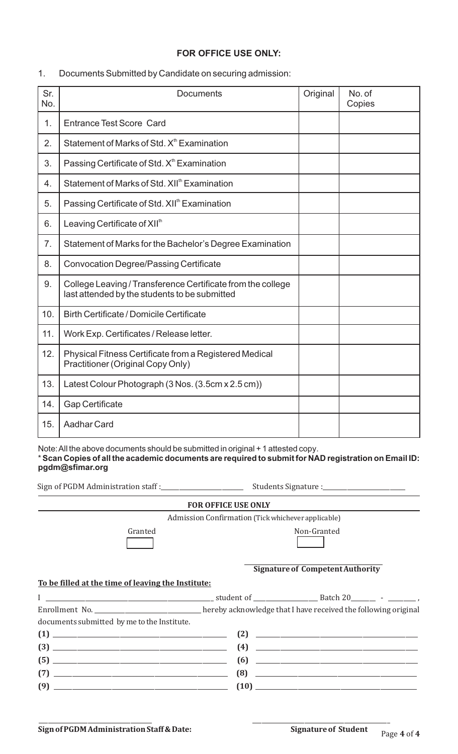## FOR OFFICE USE ONLY:

1. Documents Submitted by Candidate on securing admission:

| Sr. No. | Documents | Original | No. of Copies |
|---|---|---|---|
| 1. | Entrance Test Score Card | | |
| 2. | Statement of Marks of Std. $X^{th}$ Examination | | |
| 3. | Passing Certificate of Std. $X^{th}$ Examination | | |
| 4. | Statement of Marks of Std. $XII^{th}$ Examination | | |
| 5. | Passing Certificate of Std. $XII^{th}$ Examination | | |
| 6. | Leaving Certificate of $XII^{th}$ | | |
| 7. | Statement of Marks for the Bachelor's Degree Examination | | |
| 8. | Convocation Degree/Passing Certificate | | |
| 9. | College Leaving / Transference Certificate from the college last attended by the students to be submitted | | |
| 10. | Birth Certificate / Domicile Certificate | | |
| 11. | Work Exp. Certificates / Release letter. | | |
| 12. | Physical Fitness Certificate from a Registered Medical Practitioner (Original Copy Only) | | |
| 13. | Latest Colour Photograph (3 Nos. (3.5cm x 2.5 cm)) | | |
| 14. | Gap Certificate | | |
| 15. | Aadhar Card | | |

Note: All the above documents should be submitted in original + 1 attested copy.

**\* Scan Copies of all the academic documents are required to submit for NAD registration on Email ID: pgdm@sfimar.org**

Sign of PGDM Administration staff :\_\_\_\_\_\_\_\_\_\_\_\_\_\_\_\_\_\_\_\_ Students Signature :\_\_\_\_\_\_\_\_\_\_\_\_\_\_\_\_\_\_\_\_

**FOR OFFICE USE ONLY**

Admission Confirmation (Tick whichever applicable)

Granted ☐ Non-Granted ☐

**Signature of Competent Authority**

**To be filled at the time of leaving the Institute:**

I \_\_\_\_\_\_\_\_\_\_\_\_\_\_\_\_\_\_\_\_\_\_\_\_\_\_\_\_\_\_\_\_ student of \_\_\_\_\_\_\_\_\_\_\_\_ Batch 20\_\_\_\_\_ - \_\_\_\_\_,
Enrollment No. \_\_\_\_\_\_\_\_\_\_\_\_\_\_\_\_\_\_\_\_ hereby acknowledge that I have received the following original documents submitted by me to the Institute.

**(1)** \_\_\_\_\_\_\_\_\_\_\_\_\_\_\_\_\_\_\_\_ **(2)** \_\_\_\_\_\_\_\_\_\_\_\_\_\_\_\_\_\_\_\_

**(3)** \_\_\_\_\_\_\_\_\_\_\_\_\_\_\_\_\_\_\_\_ **(4)** \_\_\_\_\_\_\_\_\_\_\_\_\_\_\_\_\_\_\_\_

**(5)** \_\_\_\_\_\_\_\_\_\_\_\_\_\_\_\_\_\_\_\_ **(6)** \_\_\_\_\_\_\_\_\_\_\_\_\_\_\_\_\_\_\_\_

**(7)** \_\_\_\_\_\_\_\_\_\_\_\_\_\_\_\_\_\_\_\_ **(8)** \_\_\_\_\_\_\_\_\_\_\_\_\_\_\_\_\_\_\_\_

**(9)** \_\_\_\_\_\_\_\_\_\_\_\_\_\_\_\_\_\_\_\_ **(10)** \_\_\_\_\_\_\_\_\_\_\_\_\_\_\_\_\_\_\_\_

**Sign of PGDM Administration Staff & Date:** **Signature of Student**